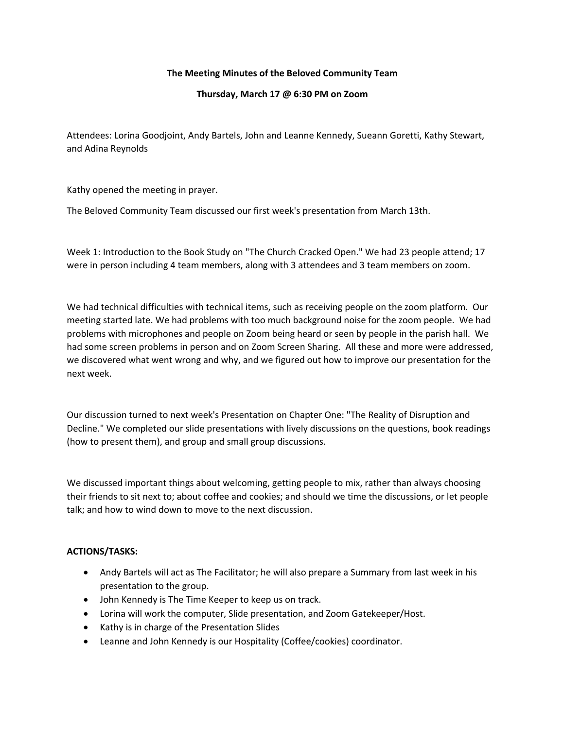**The Meeting Minutes of the Beloved Community Team**

**Thursday, March 17 @ 6:30 PM on Zoom**

Attendees: Lorina Goodjoint, Andy Bartels, John and Leanne Kennedy, Sueann Goretti, Kathy Stewart, and Adina Reynolds

Kathy opened the meeting in prayer.

The Beloved Community Team discussed our first week's presentation from March 13th.

Week 1: Introduction to the Book Study on "The Church Cracked Open." We had 23 people attend; 17 were in person including 4 team members, along with 3 attendees and 3 team members on zoom.

We had technical difficulties with technical items, such as receiving people on the zoom platform. Our meeting started late. We had problems with too much background noise for the zoom people. We had problems with microphones and people on Zoom being heard or seen by people in the parish hall. We had some screen problems in person and on Zoom Screen Sharing. All these and more were addressed, we discovered what went wrong and why, and we figured out how to improve our presentation for the next week.

Our discussion turned to next week's Presentation on Chapter One: "The Reality of Disruption and Decline." We completed our slide presentations with lively discussions on the questions, book readings (how to present them), and group and small group discussions.

We discussed important things about welcoming, getting people to mix, rather than always choosing their friends to sit next to; about coffee and cookies; and should we time the discussions, or let people talk; and how to wind down to move to the next discussion.

**ACTIONS/TASKS:**

- Andy Bartels will act as The Facilitator; he will also prepare a Summary from last week in his presentation to the group.
- John Kennedy is The Time Keeper to keep us on track.
- Lorina will work the computer, Slide presentation, and Zoom Gatekeeper/Host.
- Kathy is in charge of the Presentation Slides
- Leanne and John Kennedy is our Hospitality (Coffee/cookies) coordinator.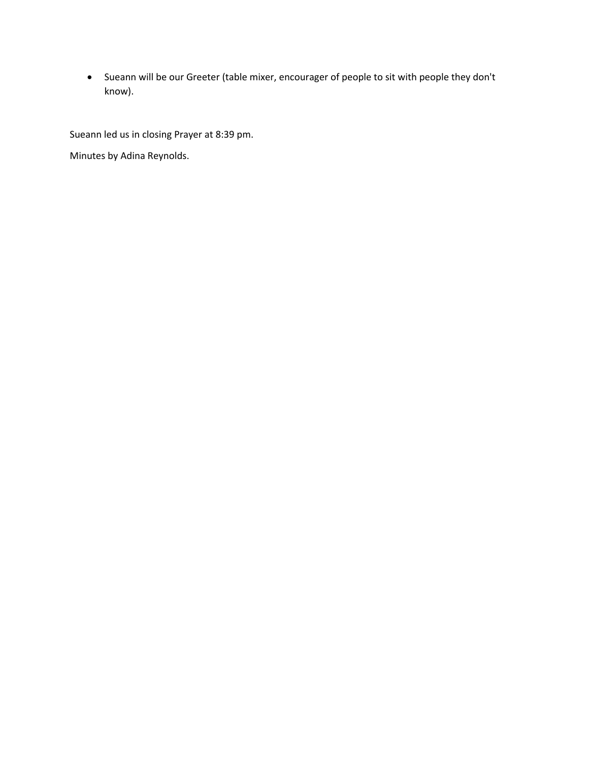- Sueann will be our Greeter (table mixer, encourager of people to sit with people they don't know).

Sueann led us in closing Prayer at 8:39 pm.

Minutes by Adina Reynolds.